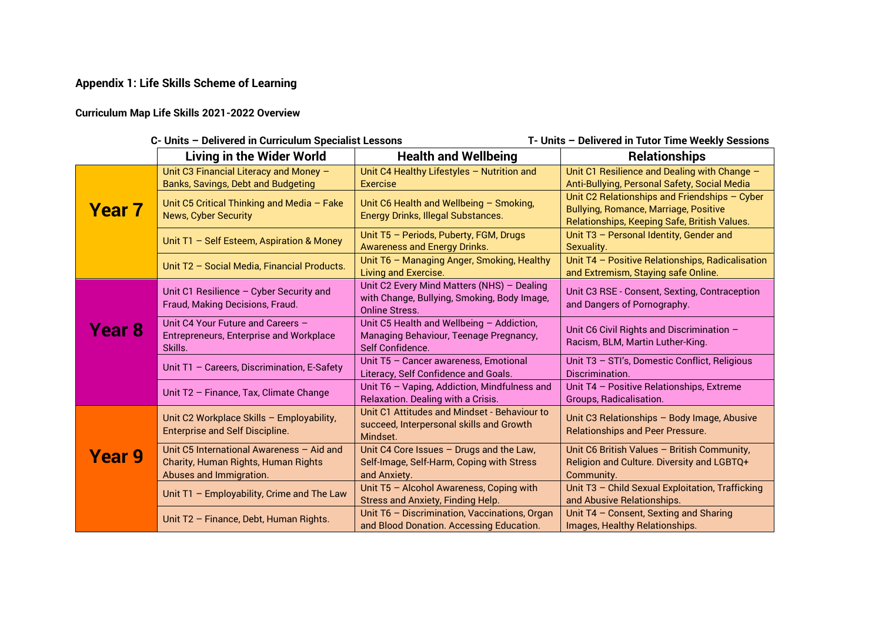## Appendix 1: Life Skills Scheme of Learning

### Curriculum Map Life Skills 2021-2022 Overview

**C- Units – Delivered in Curriculum Specialist Lessons** | **T- Units – Delivered in Tutor Time Weekly Sessions**

| | Living in the Wider World | Health and Wellbeing | Relationships |
|---|---|---|---|
| **Year 7** | Unit C3 Financial Literacy and Money – Banks, Savings, Debt and Budgeting | Unit C4 Healthy Lifestyles – Nutrition and Exercise | Unit C1 Resilience and Dealing with Change – Anti-Bullying, Personal Safety, Social Media |
| | Unit C5 Critical Thinking and Media – Fake News, Cyber Security | Unit C6 Health and Wellbeing – Smoking, Energy Drinks, Illegal Substances. | Unit C2 Relationships and Friendships – Cyber Bullying, Romance, Marriage, Positive Relationships, Keeping Safe, British Values. |
| | Unit T1 – Self Esteem, Aspiration & Money | Unit T5 – Periods, Puberty, FGM, Drugs Awareness and Energy Drinks. | Unit T3 – Personal Identity, Gender and Sexuality. |
| | Unit T2 – Social Media, Financial Products. | Unit T6 – Managing Anger, Smoking, Healthy Living and Exercise. | Unit T4 – Positive Relationships, Radicalisation and Extremism, Staying safe Online. |
| **Year 8** | Unit C1 Resilience – Cyber Security and Fraud, Making Decisions, Fraud. | Unit C2 Every Mind Matters (NHS) – Dealing with Change, Bullying, Smoking, Body Image, Online Stress. | Unit C3 RSE - Consent, Sexting, Contraception and Dangers of Pornography. |
| | Unit C4 Your Future and Careers – Entrepreneurs, Enterprise and Workplace Skills. | Unit C5 Health and Wellbeing – Addiction, Managing Behaviour, Teenage Pregnancy, Self Confidence. | Unit C6 Civil Rights and Discrimination – Racism, BLM, Martin Luther-King. |
| | Unit T1 – Careers, Discrimination, E-Safety | Unit T5 – Cancer awareness, Emotional Literacy, Self Confidence and Goals. | Unit T3 – STI's, Domestic Conflict, Religious Discrimination. |
| | Unit T2 – Finance, Tax, Climate Change | Unit T6 – Vaping, Addiction, Mindfulness and Relaxation. Dealing with a Crisis. | Unit T4 – Positive Relationships, Extreme Groups, Radicalisation. |
| **Year 9** | Unit C2 Workplace Skills – Employability, Enterprise and Self Discipline. | Unit C1 Attitudes and Mindset - Behaviour to succeed, Interpersonal skills and Growth Mindset. | Unit C3 Relationships – Body Image, Abusive Relationships and Peer Pressure. |
| | Unit C5 International Awareness – Aid and Charity, Human Rights, Human Rights Abuses and Immigration. | Unit C4 Core Issues – Drugs and the Law, Self-Image, Self-Harm, Coping with Stress and Anxiety. | Unit C6 British Values – British Community, Religion and Culture. Diversity and LGBTQ+ Community. |
| | Unit T1 – Employability, Crime and The Law | Unit T5 – Alcohol Awareness, Coping with Stress and Anxiety, Finding Help. | Unit T3 – Child Sexual Exploitation, Trafficking and Abusive Relationships. |
| | Unit T2 – Finance, Debt, Human Rights. | Unit T6 – Discrimination, Vaccinations, Organ and Blood Donation. Accessing Education. | Unit T4 – Consent, Sexting and Sharing Images, Healthy Relationships. |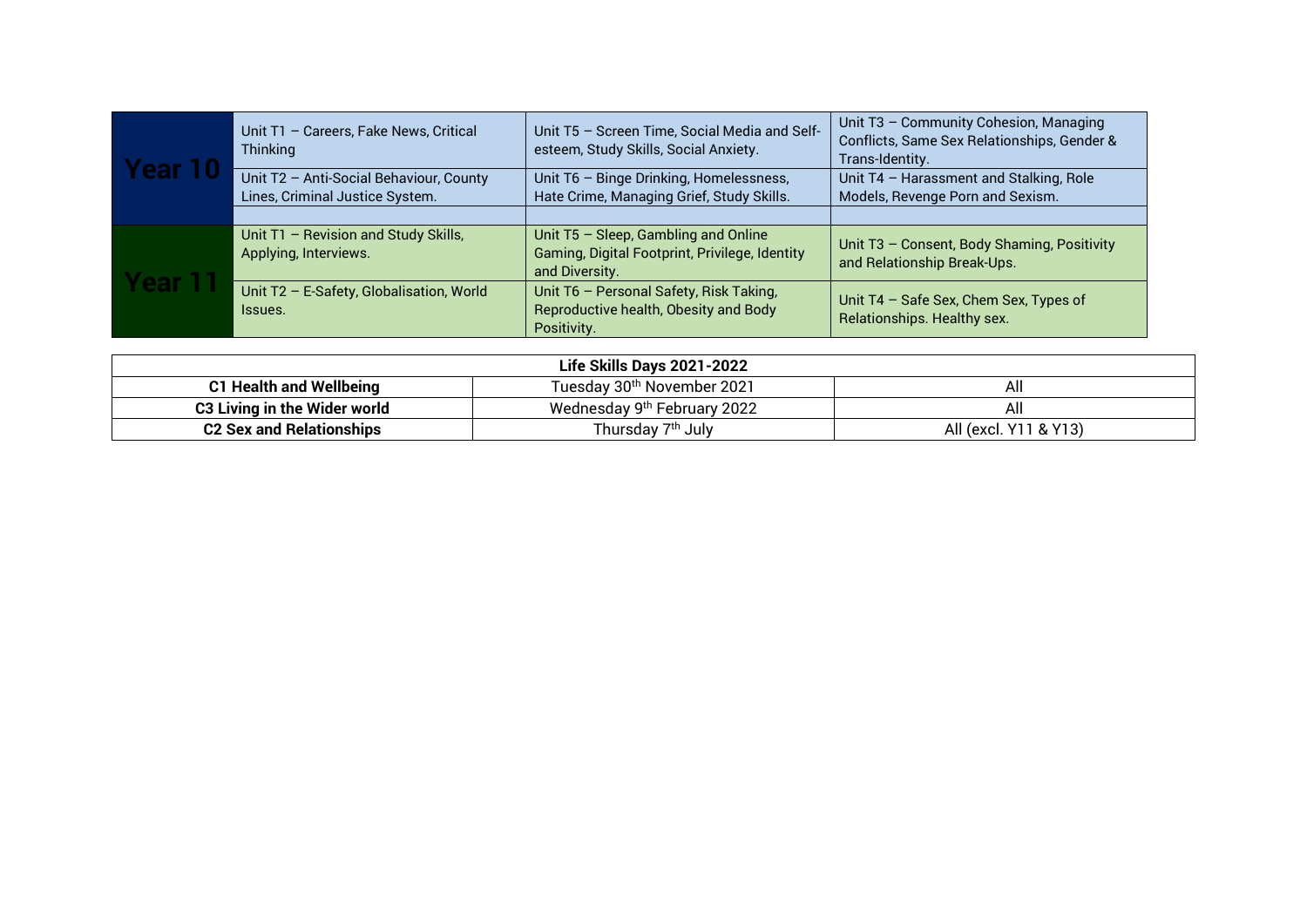| | | | |
|---|---|---|---|
| **Year 10** | Unit T1 – Careers, Fake News, Critical Thinking | Unit T5 – Screen Time, Social Media and Self-esteem, Study Skills, Social Anxiety. | Unit T3 – Community Cohesion, Managing Conflicts, Same Sex Relationships, Gender & Trans-Identity. |
| | Unit T2 – Anti-Social Behaviour, County Lines, Criminal Justice System. | Unit T6 – Binge Drinking, Homelessness, Hate Crime, Managing Grief, Study Skills. | Unit T4 – Harassment and Stalking, Role Models, Revenge Porn and Sexism. |
| | | | |
| **Year 11** | Unit T1 – Revision and Study Skills, Applying, Interviews. | Unit T5 – Sleep, Gambling and Online Gaming, Digital Footprint, Privilege, Identity and Diversity. | Unit T3 – Consent, Body Shaming, Positivity and Relationship Break-Ups. |
| | Unit T2 – E-Safety, Globalisation, World Issues. | Unit T6 – Personal Safety, Risk Taking, Reproductive health, Obesity and Body Positivity. | Unit T4 – Safe Sex, Chem Sex, Types of Relationships. Healthy sex. |

| **Life Skills Days 2021-2022** | | |
|---|---|---|
| **C1 Health and Wellbeing** | Tuesday 30th November 2021 | All |
| **C3 Living in the Wider world** | Wednesday 9th February 2022 | All |
| **C2 Sex and Relationships** | Thursday 7th July | All (excl. Y11 & Y13) |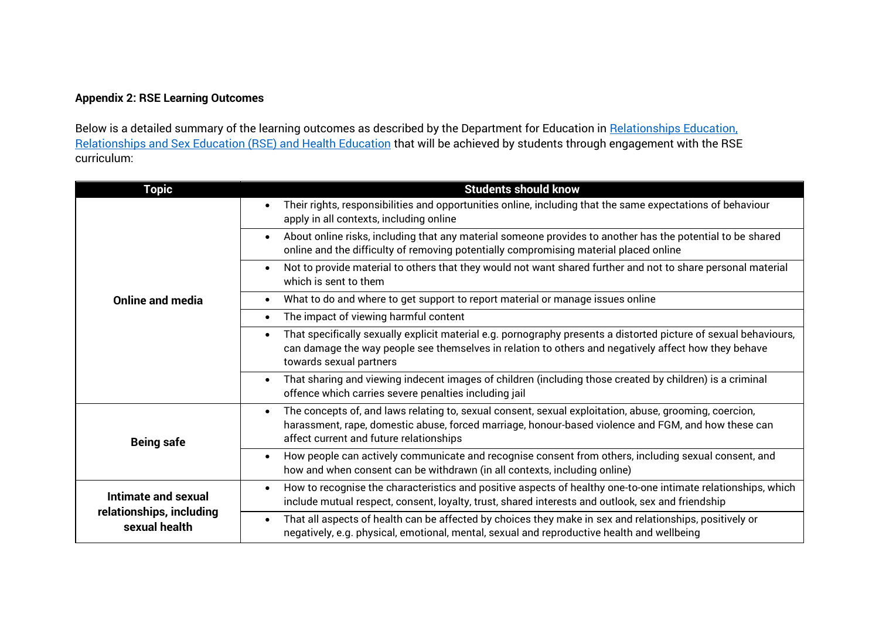**Appendix 2: RSE Learning Outcomes**

Below is a detailed summary of the learning outcomes as described by the Department for Education in [Relationships Education, Relationships and Sex Education (RSE) and Health Education](#) that will be achieved by students through engagement with the RSE curriculum:

| Topic | Students should know |
|---|---|
| **Online and media** | • Their rights, responsibilities and opportunities online, including that the same expectations of behaviour apply in all contexts, including online |
| | • About online risks, including that any material someone provides to another has the potential to be shared online and the difficulty of removing potentially compromising material placed online |
| | • Not to provide material to others that they would not want shared further and not to share personal material which is sent to them |
| | • What to do and where to get support to report material or manage issues online |
| | • The impact of viewing harmful content |
| | • That specifically sexually explicit material e.g. pornography presents a distorted picture of sexual behaviours, can damage the way people see themselves in relation to others and negatively affect how they behave towards sexual partners |
| | • That sharing and viewing indecent images of children (including those created by children) is a criminal offence which carries severe penalties including jail |
| **Being safe** | • The concepts of, and laws relating to, sexual consent, sexual exploitation, abuse, grooming, coercion, harassment, rape, domestic abuse, forced marriage, honour-based violence and FGM, and how these can affect current and future relationships |
| | • How people can actively communicate and recognise consent from others, including sexual consent, and how and when consent can be withdrawn (in all contexts, including online) |
| **Intimate and sexual relationships, including sexual health** | • How to recognise the characteristics and positive aspects of healthy one-to-one intimate relationships, which include mutual respect, consent, loyalty, trust, shared interests and outlook, sex and friendship |
| | • That all aspects of health can be affected by choices they make in sex and relationships, positively or negatively, e.g. physical, emotional, mental, sexual and reproductive health and wellbeing |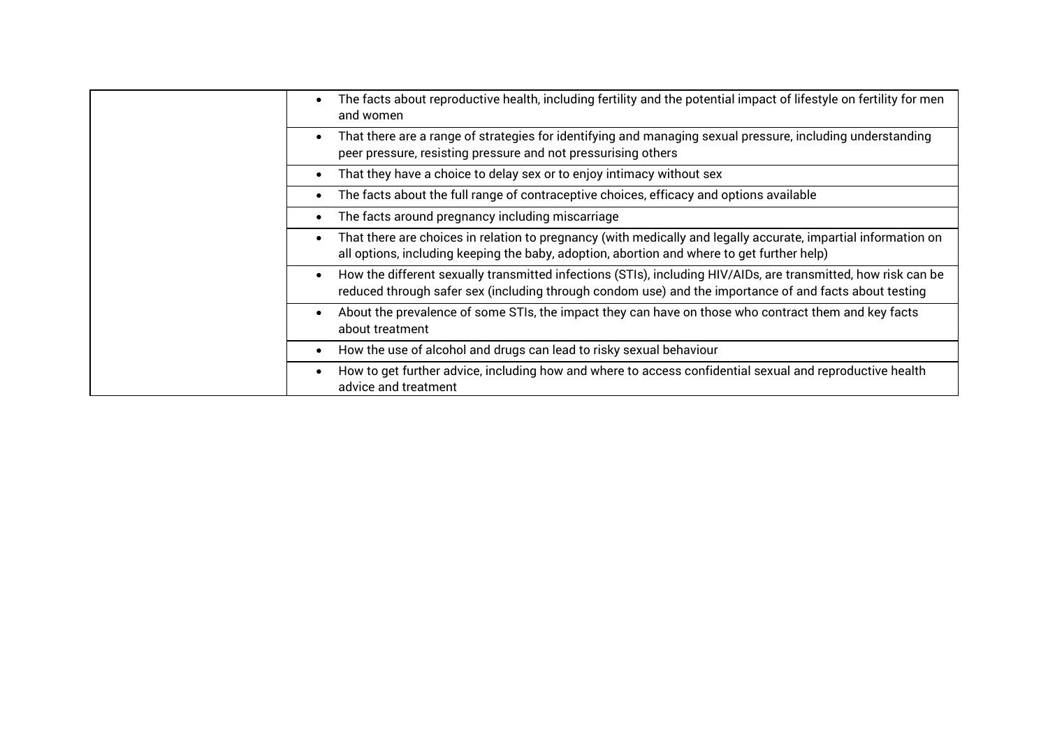| | |
|---|---|
| | • The facts about reproductive health, including fertility and the potential impact of lifestyle on fertility for men and women |
| | • That there are a range of strategies for identifying and managing sexual pressure, including understanding peer pressure, resisting pressure and not pressurising others |
| | • That they have a choice to delay sex or to enjoy intimacy without sex |
| | • The facts about the full range of contraceptive choices, efficacy and options available |
| | • The facts around pregnancy including miscarriage |
| | • That there are choices in relation to pregnancy (with medically and legally accurate, impartial information on all options, including keeping the baby, adoption, abortion and where to get further help) |
| | • How the different sexually transmitted infections (STIs), including HIV/AIDs, are transmitted, how risk can be reduced through safer sex (including through condom use) and the importance of and facts about testing |
| | • About the prevalence of some STIs, the impact they can have on those who contract them and key facts about treatment |
| | • How the use of alcohol and drugs can lead to risky sexual behaviour |
| | • How to get further advice, including how and where to access confidential sexual and reproductive health advice and treatment |